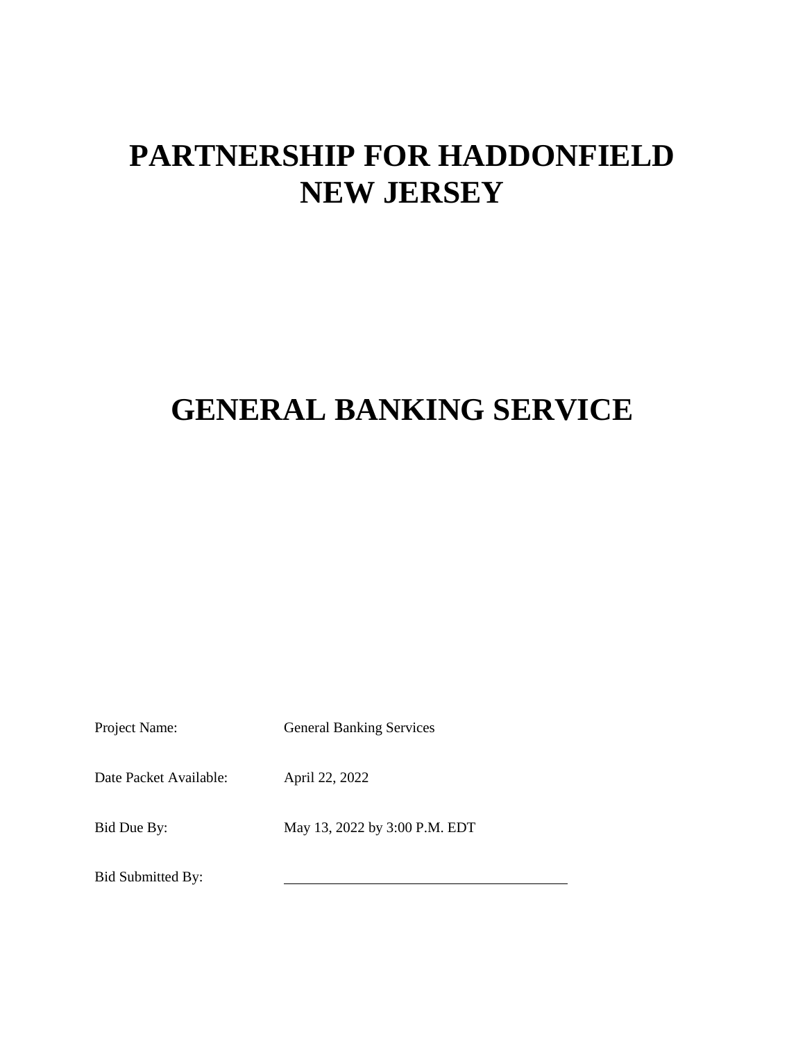# PARTNERSHIP FOR HADDONFIELD NEW JERSEY

# GENERAL BANKING SERVICE

| | |
|---|---|
| Project Name: | General Banking Services |
| Date Packet Available: | April 22, 2022 |
| Bid Due By: | May 13, 2022 by 3:00 P.M. EDT |
| Bid Submitted By: | ______________________________ |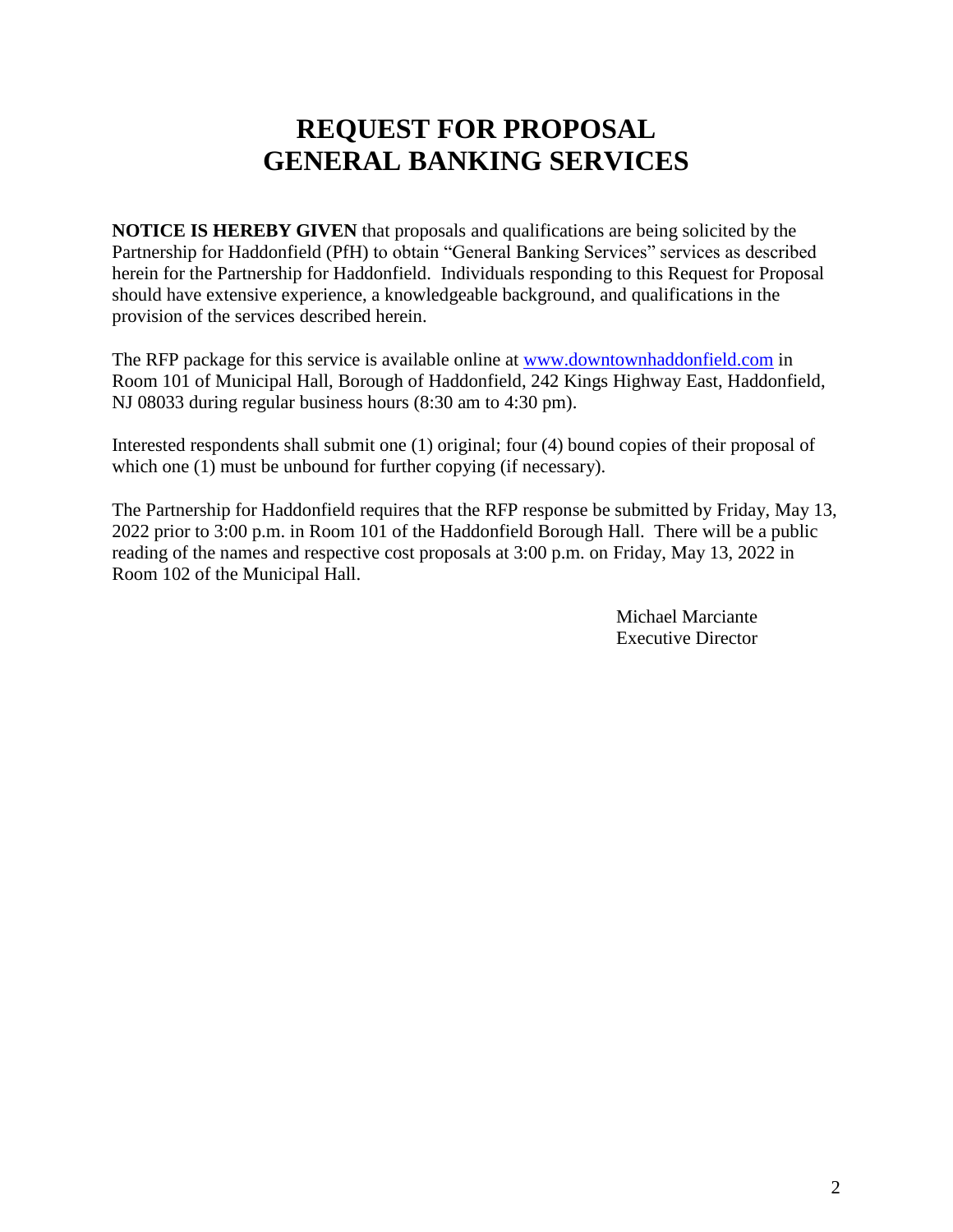# REQUEST FOR PROPOSAL
# GENERAL BANKING SERVICES

**NOTICE IS HEREBY GIVEN** that proposals and qualifications are being solicited by the Partnership for Haddonfield (PfH) to obtain "General Banking Services" services as described herein for the Partnership for Haddonfield. Individuals responding to this Request for Proposal should have extensive experience, a knowledgeable background, and qualifications in the provision of the services described herein.

The RFP package for this service is available online at [www.downtownhaddonfield.com](http://www.downtownhaddonfield.com) in Room 101 of Municipal Hall, Borough of Haddonfield, 242 Kings Highway East, Haddonfield, NJ 08033 during regular business hours (8:30 am to 4:30 pm).

Interested respondents shall submit one (1) original; four (4) bound copies of their proposal of which one (1) must be unbound for further copying (if necessary).

The Partnership for Haddonfield requires that the RFP response be submitted by Friday, May 13, 2022 prior to 3:00 p.m. in Room 101 of the Haddonfield Borough Hall. There will be a public reading of the names and respective cost proposals at 3:00 p.m. on Friday, May 13, 2022 in Room 102 of the Municipal Hall.

Michael Marciante
Executive Director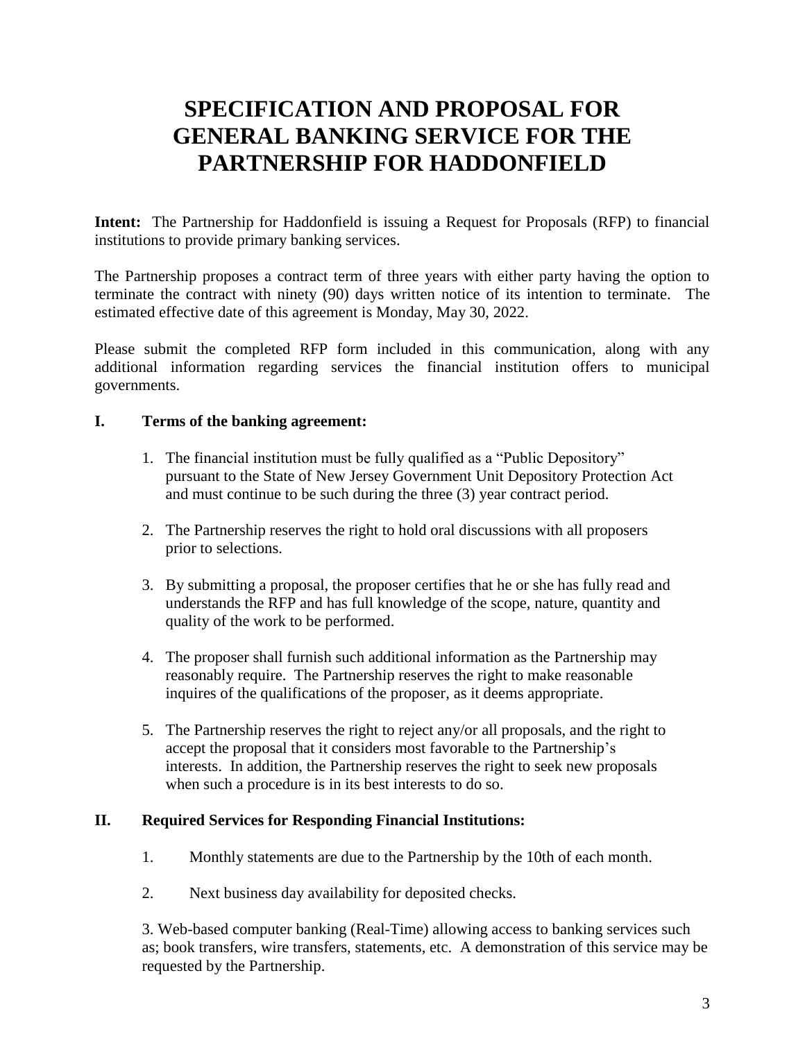# SPECIFICATION AND PROPOSAL FOR GENERAL BANKING SERVICE FOR THE PARTNERSHIP FOR HADDONFIELD

**Intent:** The Partnership for Haddonfield is issuing a Request for Proposals (RFP) to financial institutions to provide primary banking services.

The Partnership proposes a contract term of three years with either party having the option to terminate the contract with ninety (90) days written notice of its intention to terminate. The estimated effective date of this agreement is Monday, May 30, 2022.

Please submit the completed RFP form included in this communication, along with any additional information regarding services the financial institution offers to municipal governments.

## I. Terms of the banking agreement:

1. The financial institution must be fully qualified as a "Public Depository" pursuant to the State of New Jersey Government Unit Depository Protection Act and must continue to be such during the three (3) year contract period.
2. The Partnership reserves the right to hold oral discussions with all proposers prior to selections.
3. By submitting a proposal, the proposer certifies that he or she has fully read and understands the RFP and has full knowledge of the scope, nature, quantity and quality of the work to be performed.
4. The proposer shall furnish such additional information as the Partnership may reasonably require. The Partnership reserves the right to make reasonable inquires of the qualifications of the proposer, as it deems appropriate.
5. The Partnership reserves the right to reject any/or all proposals, and the right to accept the proposal that it considers most favorable to the Partnership's interests. In addition, the Partnership reserves the right to seek new proposals when such a procedure is in its best interests to do so.

## II. Required Services for Responding Financial Institutions:

1. Monthly statements are due to the Partnership by the 10th of each month.
2. Next business day availability for deposited checks.
3. Web-based computer banking (Real-Time) allowing access to banking services such as; book transfers, wire transfers, statements, etc. A demonstration of this service may be requested by the Partnership.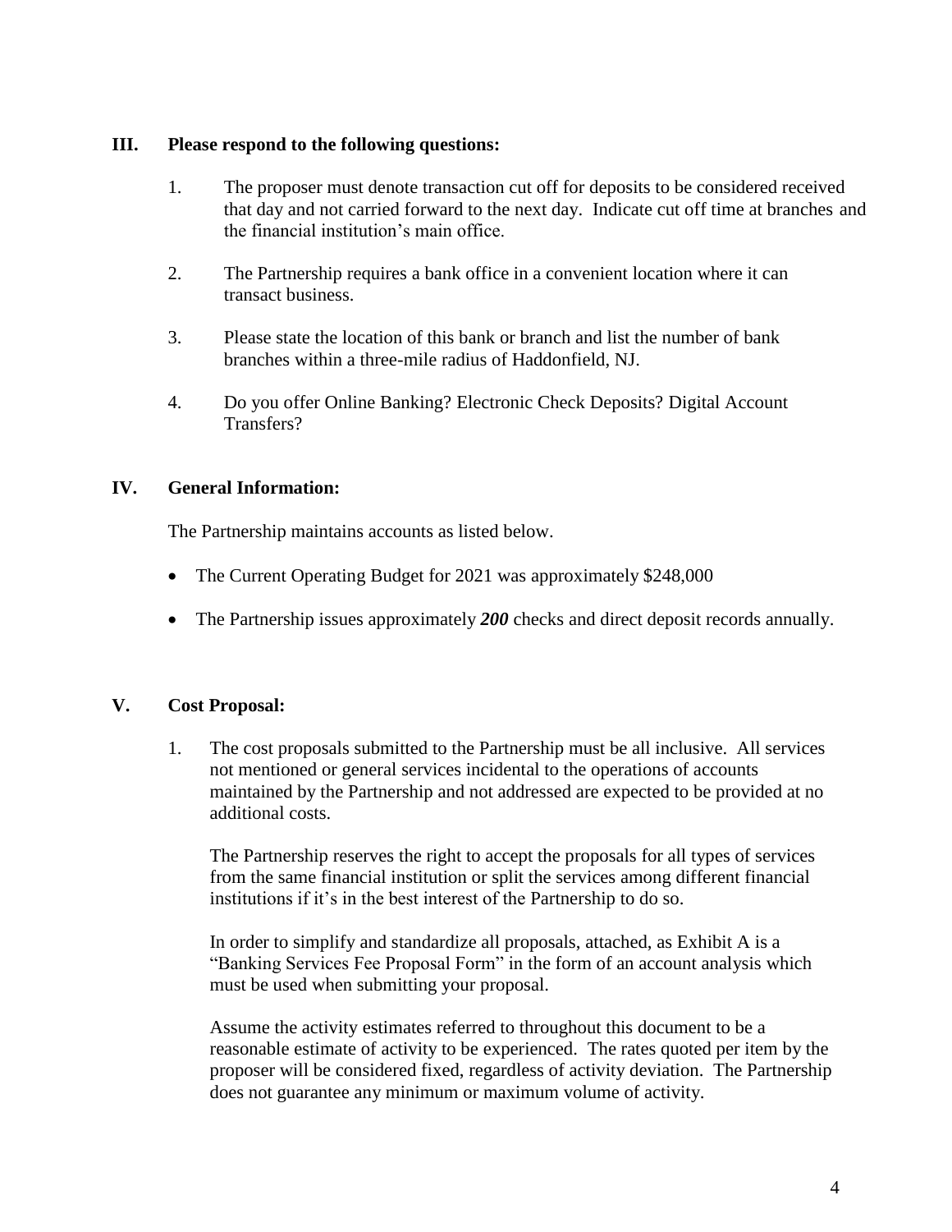## III. Please respond to the following questions:

1. The proposer must denote transaction cut off for deposits to be considered received that day and not carried forward to the next day. Indicate cut off time at branches and the financial institution's main office.

2. The Partnership requires a bank office in a convenient location where it can transact business.

3. Please state the location of this bank or branch and list the number of bank branches within a three-mile radius of Haddonfield, NJ.

4. Do you offer Online Banking? Electronic Check Deposits? Digital Account Transfers?

## IV. General Information:

The Partnership maintains accounts as listed below.

- The Current Operating Budget for 2021 was approximately $248,000
- The Partnership issues approximately ***200*** checks and direct deposit records annually.

## V. Cost Proposal:

1. The cost proposals submitted to the Partnership must be all inclusive. All services not mentioned or general services incidental to the operations of accounts maintained by the Partnership and not addressed are expected to be provided at no additional costs.

   The Partnership reserves the right to accept the proposals for all types of services from the same financial institution or split the services among different financial institutions if it's in the best interest of the Partnership to do so.

   In order to simplify and standardize all proposals, attached, as Exhibit A is a "Banking Services Fee Proposal Form" in the form of an account analysis which must be used when submitting your proposal.

   Assume the activity estimates referred to throughout this document to be a reasonable estimate of activity to be experienced. The rates quoted per item by the proposer will be considered fixed, regardless of activity deviation. The Partnership does not guarantee any minimum or maximum volume of activity.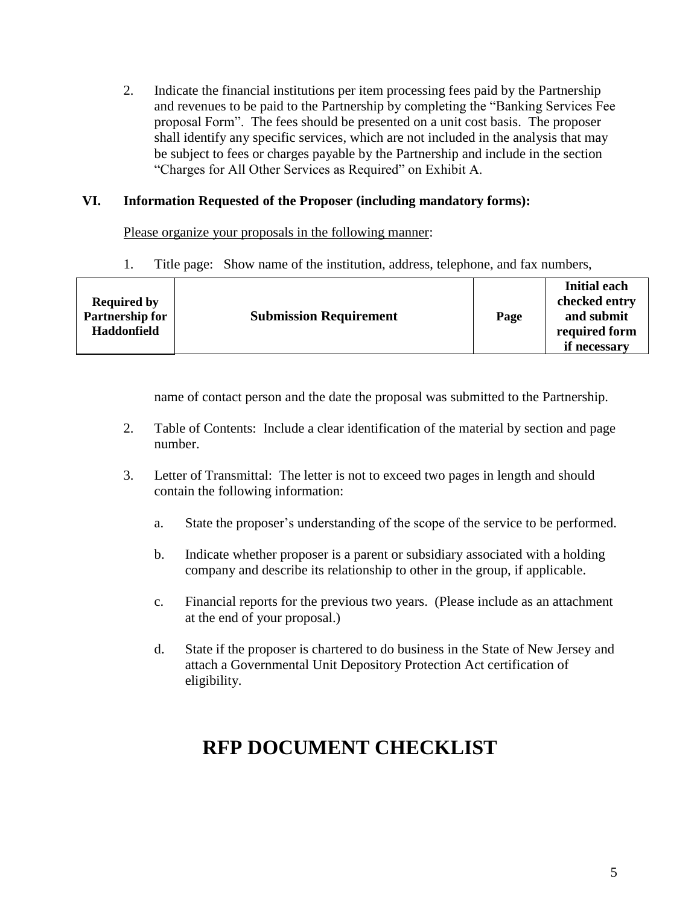2. Indicate the financial institutions per item processing fees paid by the Partnership and revenues to be paid to the Partnership by completing the "Banking Services Fee proposal Form". The fees should be presented on a unit cost basis. The proposer shall identify any specific services, which are not included in the analysis that may be subject to fees or charges payable by the Partnership and include in the section "Charges for All Other Services as Required" on Exhibit A.

## VI. Information Requested of the Proposer (including mandatory forms):

Please organize your proposals in the following manner:

1. Title page: Show name of the institution, address, telephone, and fax numbers, name of contact person and the date the proposal was submitted to the Partnership.

2. Table of Contents: Include a clear identification of the material by section and page number.

3. Letter of Transmittal: The letter is not to exceed two pages in length and should contain the following information:

   a. State the proposer's understanding of the scope of the service to be performed.

   b. Indicate whether proposer is a parent or subsidiary associated with a holding company and describe its relationship to other in the group, if applicable.

   c. Financial reports for the previous two years. (Please include as an attachment at the end of your proposal.)

   d. State if the proposer is chartered to do business in the State of New Jersey and attach a Governmental Unit Depository Protection Act certification of eligibility.

# RFP DOCUMENT CHECKLIST

| Required by Partnership for Haddonfield | Submission Requirement | Page | Initial each checked entry and submit required form if necessary |
|---|---|---|---|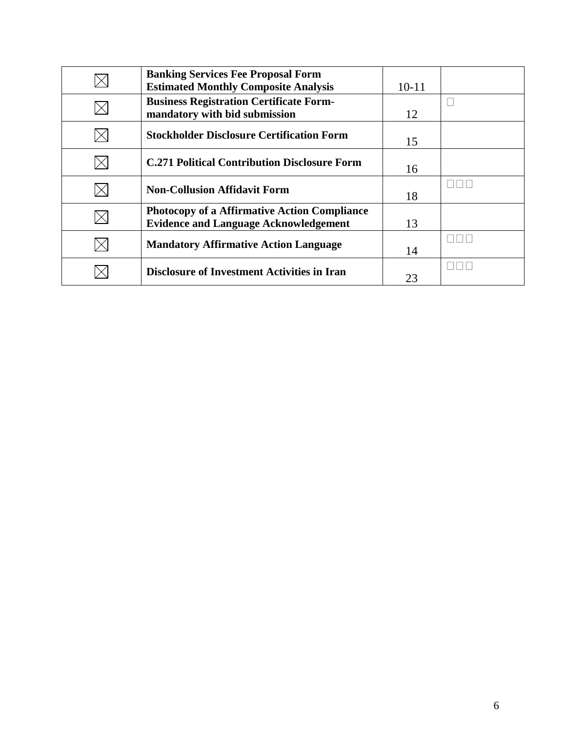| | | | |
|---|---|---|---|
| ☒ | **Banking Services Fee Proposal Form Estimated Monthly Composite Analysis** | 10-11 | |
| ☒ | **Business Registration Certificate Form-mandatory with bid submission** | 12 | □ |
| ☒ | **Stockholder Disclosure Certification Form** | 15 | |
| ☒ | **C.271 Political Contribution Disclosure Form** | 16 | |
| ☒ | **Non-Collusion Affidavit Form** | 18 | □□□ |
| ☒ | **Photocopy of a Affirmative Action Compliance Evidence and Language Acknowledgement** | 13 | |
| ☒ | **Mandatory Affirmative Action Language** | 14 | □□□ |
| ☒ | **Disclosure of Investment Activities in Iran** | 23 | □□□ |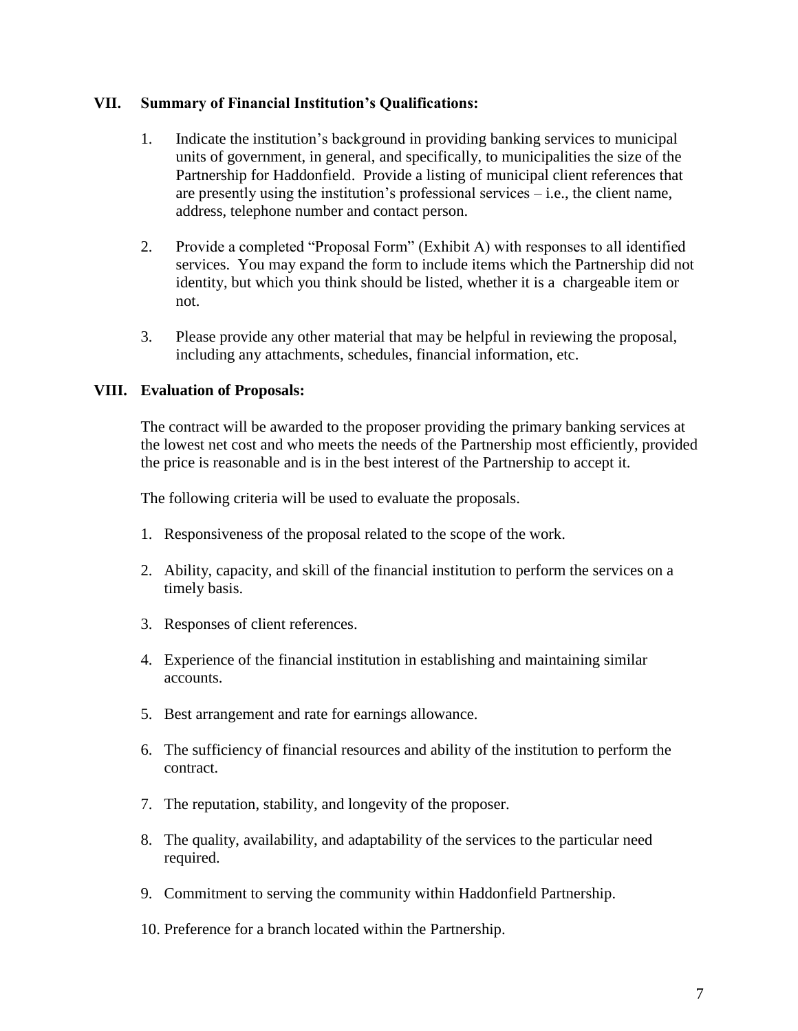## VII. Summary of Financial Institution's Qualifications:

1. Indicate the institution's background in providing banking services to municipal units of government, in general, and specifically, to municipalities the size of the Partnership for Haddonfield. Provide a listing of municipal client references that are presently using the institution's professional services – i.e., the client name, address, telephone number and contact person.

2. Provide a completed "Proposal Form" (Exhibit A) with responses to all identified services. You may expand the form to include items which the Partnership did not identity, but which you think should be listed, whether it is a chargeable item or not.

3. Please provide any other material that may be helpful in reviewing the proposal, including any attachments, schedules, financial information, etc.

## VIII. Evaluation of Proposals:

The contract will be awarded to the proposer providing the primary banking services at the lowest net cost and who meets the needs of the Partnership most efficiently, provided the price is reasonable and is in the best interest of the Partnership to accept it.

The following criteria will be used to evaluate the proposals.

1. Responsiveness of the proposal related to the scope of the work.
2. Ability, capacity, and skill of the financial institution to perform the services on a timely basis.
3. Responses of client references.
4. Experience of the financial institution in establishing and maintaining similar accounts.
5. Best arrangement and rate for earnings allowance.
6. The sufficiency of financial resources and ability of the institution to perform the contract.
7. The reputation, stability, and longevity of the proposer.
8. The quality, availability, and adaptability of the services to the particular need required.
9. Commitment to serving the community within Haddonfield Partnership.
10. Preference for a branch located within the Partnership.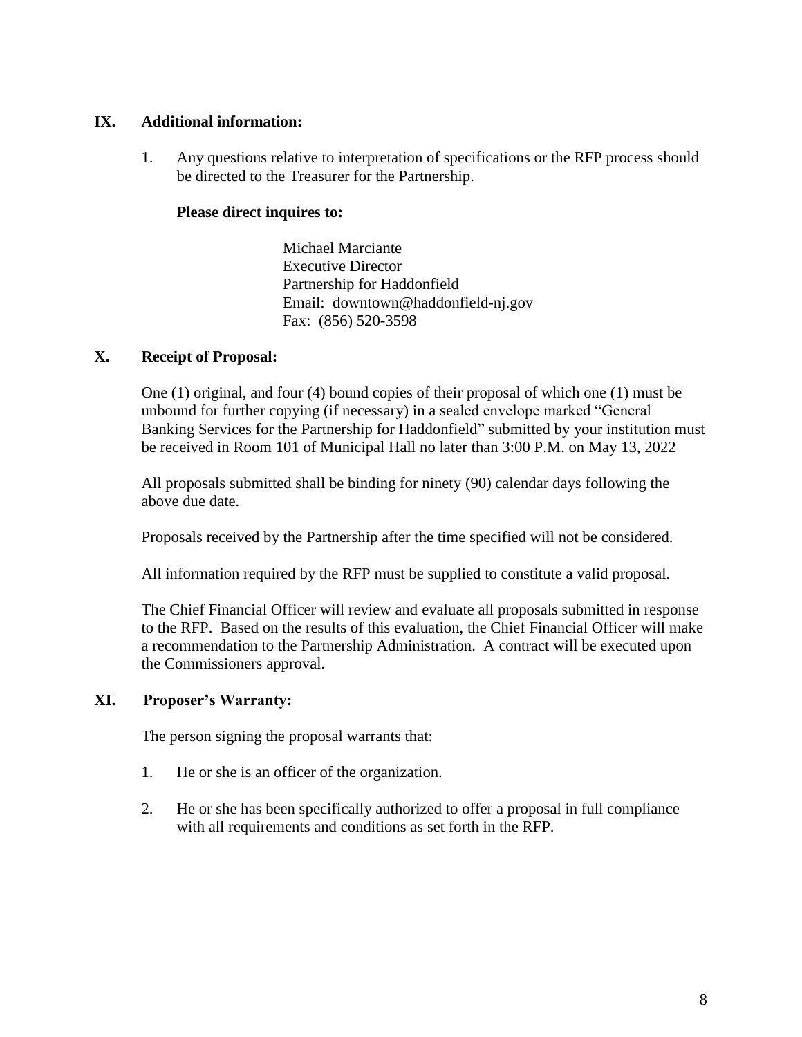## IX. Additional information:

1. Any questions relative to interpretation of specifications or the RFP process should be directed to the Treasurer for the Partnership.

   **Please direct inquires to:**

   Michael Marciante  
   Executive Director  
   Partnership for Haddonfield  
   Email: downtown@haddonfield-nj.gov  
   Fax: (856) 520-3598

## X. Receipt of Proposal:

One (1) original, and four (4) bound copies of their proposal of which one (1) must be unbound for further copying (if necessary) in a sealed envelope marked "General Banking Services for the Partnership for Haddonfield" submitted by your institution must be received in Room 101 of Municipal Hall no later than 3:00 P.M. on May 13, 2022

All proposals submitted shall be binding for ninety (90) calendar days following the above due date.

Proposals received by the Partnership after the time specified will not be considered.

All information required by the RFP must be supplied to constitute a valid proposal.

The Chief Financial Officer will review and evaluate all proposals submitted in response to the RFP. Based on the results of this evaluation, the Chief Financial Officer will make a recommendation to the Partnership Administration. A contract will be executed upon the Commissioners approval.

## XI. Proposer's Warranty:

The person signing the proposal warrants that:

1. He or she is an officer of the organization.
2. He or she has been specifically authorized to offer a proposal in full compliance with all requirements and conditions as set forth in the RFP.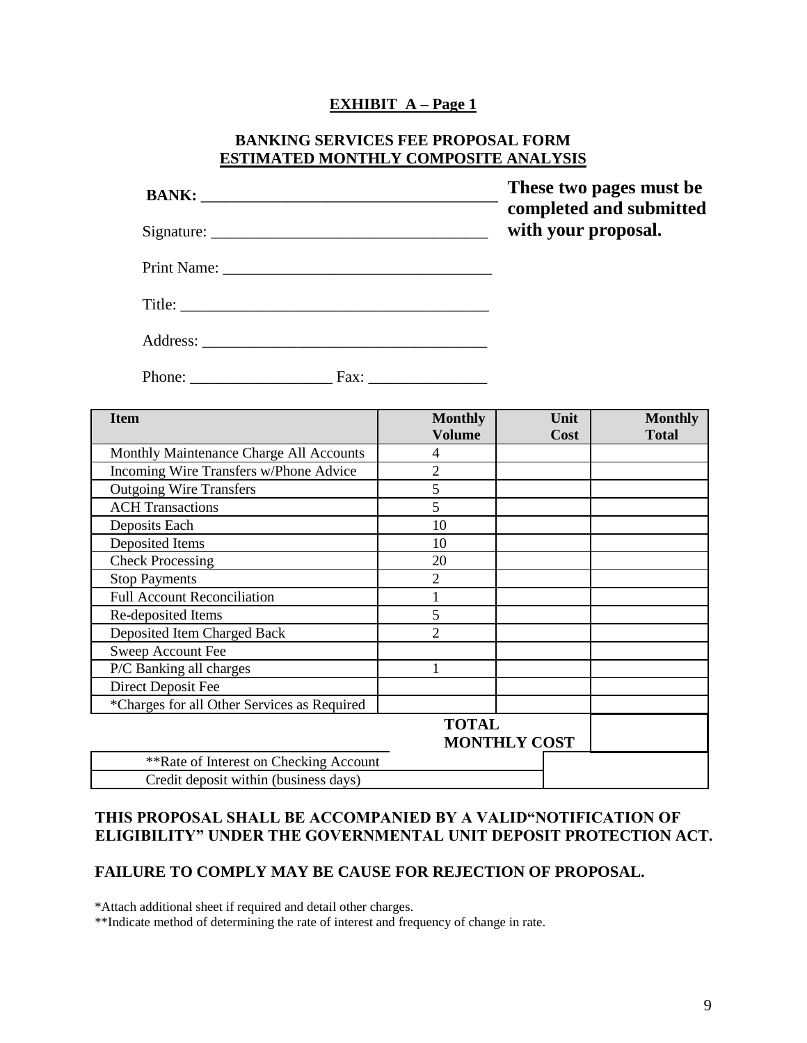**EXHIBIT A – Page 1**

**BANKING SERVICES FEE PROPOSAL FORM**
**ESTIMATED MONTHLY COMPOSITE ANALYSIS**

**These two pages must be completed and submitted with your proposal.**

**BANK:** ____________________________________

Signature: __________________________________

Print Name: _________________________________

Title: ______________________________________

Address: ___________________________________

Phone: _________________ Fax: ______________

| Item | Monthly Volume | Unit Cost | Monthly Total |
|---|---|---|---|
| Monthly Maintenance Charge All Accounts | 4 | | |
| Incoming Wire Transfers w/Phone Advice | 2 | | |
| Outgoing Wire Transfers | 5 | | |
| ACH Transactions | 5 | | |
| Deposits Each | 10 | | |
| Deposited Items | 10 | | |
| Check Processing | 20 | | |
| Stop Payments | 2 | | |
| Full Account Reconciliation | 1 | | |
| Re-deposited Items | 5 | | |
| Deposited Item Charged Back | 2 | | |
| Sweep Account Fee | | | |
| P/C Banking all charges | 1 | | |
| Direct Deposit Fee | | | |
| *Charges for all Other Services as Required | | | |
| | **TOTAL MONTHLY COST** | | |

| | |
|---|---|
| **Rate of Interest on Checking Account | |
| Credit deposit within (business days) | |

**THIS PROPOSAL SHALL BE ACCOMPANIED BY A VALID"NOTIFICATION OF ELIGIBILITY" UNDER THE GOVERNMENTAL UNIT DEPOSIT PROTECTION ACT.**

**FAILURE TO COMPLY MAY BE CAUSE FOR REJECTION OF PROPOSAL.**

*Attach additional sheet if required and detail other charges.
**Indicate method of determining the rate of interest and frequency of change in rate.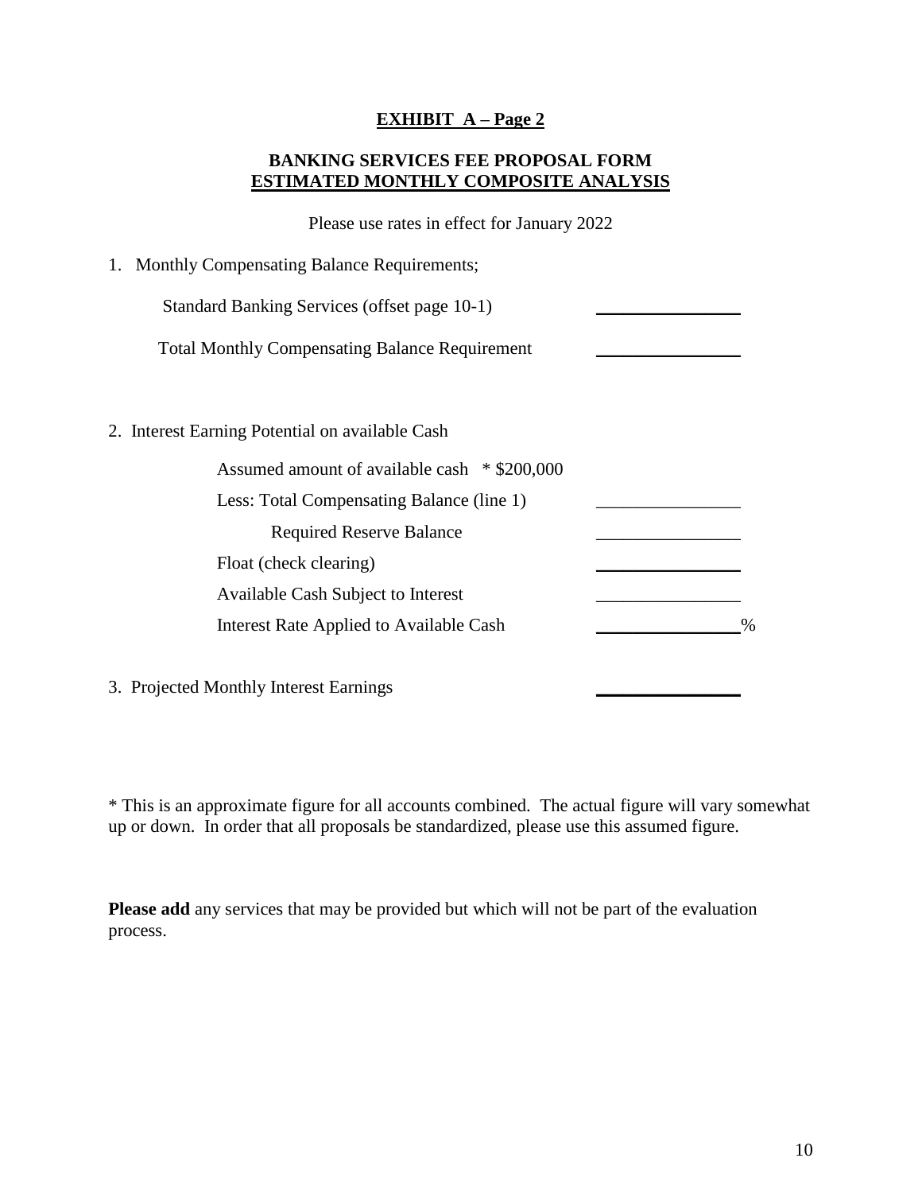## **EXHIBIT A – Page 2**

### **BANKING SERVICES FEE PROPOSAL FORM**
### **ESTIMATED MONTHLY COMPOSITE ANALYSIS**

Please use rates in effect for January 2022

1. Monthly Compensating Balance Requirements;

   Standard Banking Services (offset page 10-1) ________________

   Total Monthly Compensating Balance Requirement ________________

2. Interest Earning Potential on available Cash

   Assumed amount of available cash * $200,000

   Less: Total Compensating Balance (line 1) ________________

   Required Reserve Balance ________________

   Float (check clearing) ________________

   Available Cash Subject to Interest ________________

   Interest Rate Applied to Available Cash ________________%

3. Projected Monthly Interest Earnings ________________

* This is an approximate figure for all accounts combined. The actual figure will vary somewhat up or down. In order that all proposals be standardized, please use this assumed figure.

**Please add** any services that may be provided but which will not be part of the evaluation process.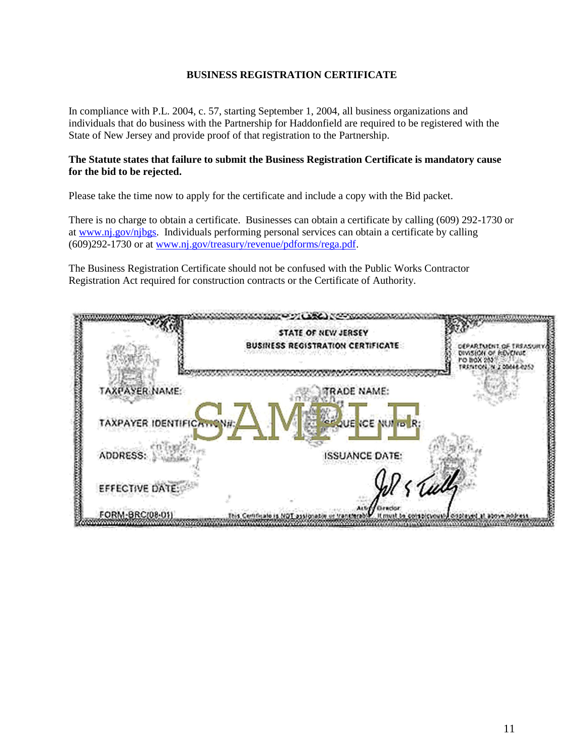## BUSINESS REGISTRATION CERTIFICATE

In compliance with P.L. 2004, c. 57, starting September 1, 2004, all business organizations and individuals that do business with the Partnership for Haddonfield are required to be registered with the State of New Jersey and provide proof of that registration to the Partnership.

**The Statute states that failure to submit the Business Registration Certificate is mandatory cause for the bid to be rejected.**

Please take the time now to apply for the certificate and include a copy with the Bid packet.

There is no charge to obtain a certificate. Businesses can obtain a certificate by calling (609) 292-1730 or at www.nj.gov/njbgs. Individuals performing personal services can obtain a certificate by calling (609)292-1730 or at www.nj.gov/treasury/revenue/pdforms/rega.pdf.

The Business Registration Certificate should not be confused with the Public Works Contractor Registration Act required for construction contracts or the Certificate of Authority.

STATE OF NEW JERSEY
BUSINESS REGISTRATION CERTIFICATE

DEPARTMENT OF TREASURY
DIVISION OF REVENUE
PO BOX 252
TRENTON, N J 08646-0252

TAXPAYER NAME: TRADE NAME:

TAXPAYER IDENTIFICATION#: SEQUENCE NUMBER:

ADDRESS: ISSUANCE DATE:

EFFECTIVE DATE:

SAMPLE

Acting Director

FORM-BRC(08-01) This Certificate is NOT assignable or transferable. It must be conspicuously displayed at above address.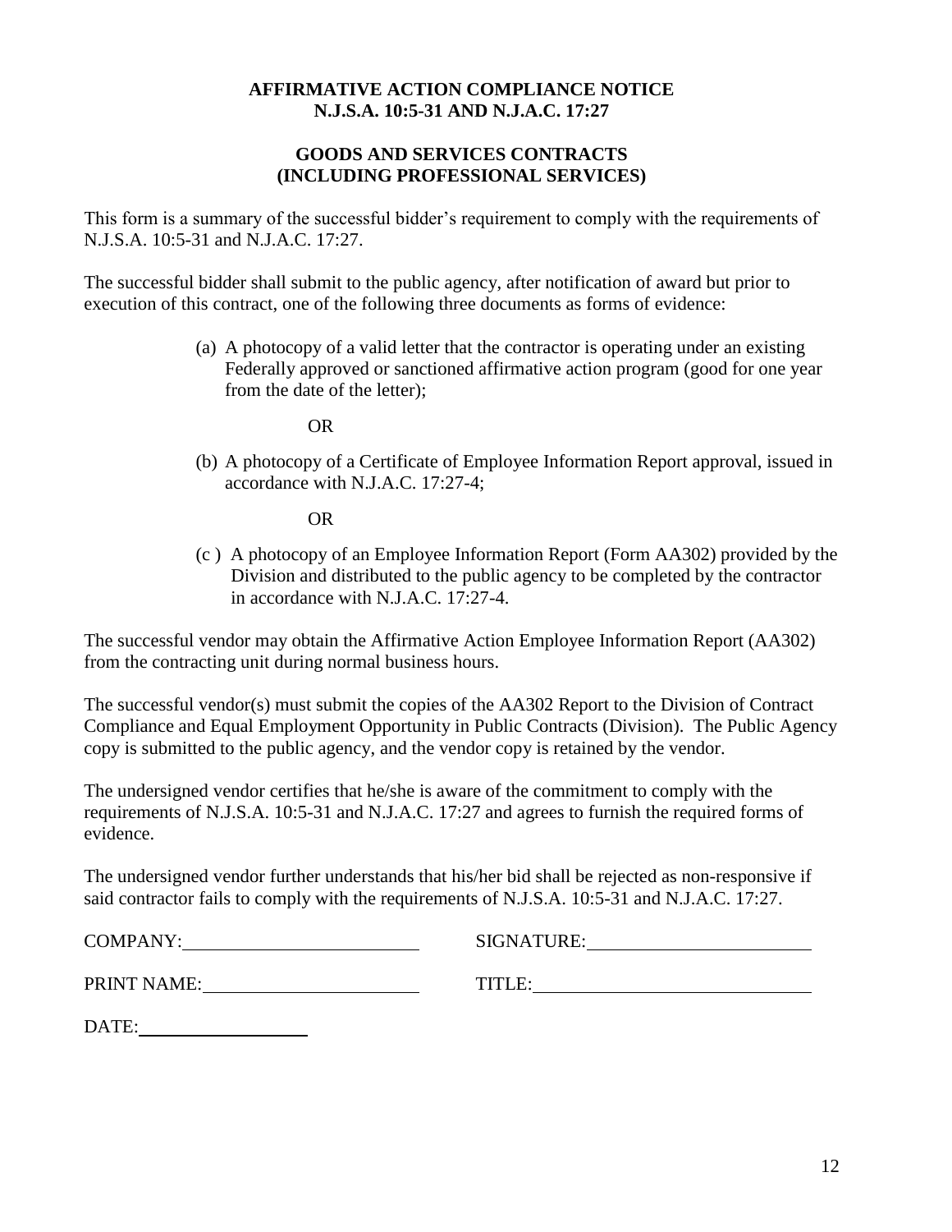**AFFIRMATIVE ACTION COMPLIANCE NOTICE**
**N.J.S.A. 10:5-31 AND N.J.A.C. 17:27**

**GOODS AND SERVICES CONTRACTS**
**(INCLUDING PROFESSIONAL SERVICES)**

This form is a summary of the successful bidder's requirement to comply with the requirements of N.J.S.A. 10:5-31 and N.J.A.C. 17:27.

The successful bidder shall submit to the public agency, after notification of award but prior to execution of this contract, one of the following three documents as forms of evidence:

(a) A photocopy of a valid letter that the contractor is operating under an existing Federally approved or sanctioned affirmative action program (good for one year from the date of the letter);

OR

(b) A photocopy of a Certificate of Employee Information Report approval, issued in accordance with N.J.A.C. 17:27-4;

OR

(c ) A photocopy of an Employee Information Report (Form AA302) provided by the Division and distributed to the public agency to be completed by the contractor in accordance with N.J.A.C. 17:27-4.

The successful vendor may obtain the Affirmative Action Employee Information Report (AA302) from the contracting unit during normal business hours.

The successful vendor(s) must submit the copies of the AA302 Report to the Division of Contract Compliance and Equal Employment Opportunity in Public Contracts (Division). The Public Agency copy is submitted to the public agency, and the vendor copy is retained by the vendor.

The undersigned vendor certifies that he/she is aware of the commitment to comply with the requirements of N.J.S.A. 10:5-31 and N.J.A.C. 17:27 and agrees to furnish the required forms of evidence.

The undersigned vendor further understands that his/her bid shall be rejected as non-responsive if said contractor fails to comply with the requirements of N.J.S.A. 10:5-31 and N.J.A.C. 17:27.

COMPANY:\_\_\_\_\_\_\_\_\_\_\_\_\_\_\_\_\_\_\_\_\_\_\_\_ SIGNATURE:\_\_\_\_\_\_\_\_\_\_\_\_\_\_\_\_\_\_\_\_\_\_\_\_

PRINT NAME:\_\_\_\_\_\_\_\_\_\_\_\_\_\_\_\_\_\_\_\_\_\_ TITLE:\_\_\_\_\_\_\_\_\_\_\_\_\_\_\_\_\_\_\_\_\_\_\_\_\_\_\_\_\_\_

DATE:\_\_\_\_\_\_\_\_\_\_\_\_\_\_\_\_\_\_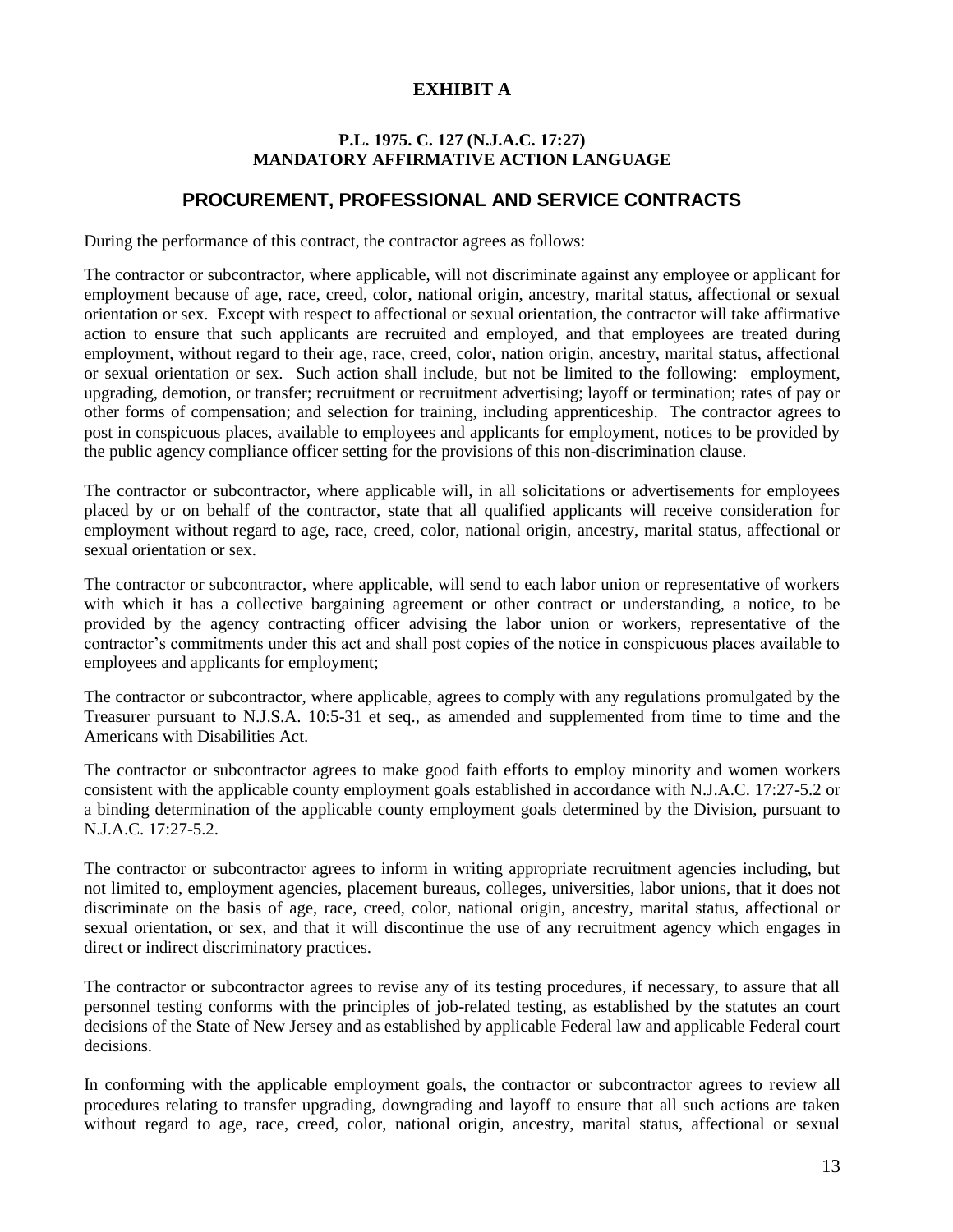# EXHIBIT A

### P.L. 1975. C. 127 (N.J.A.C. 17:27)
### MANDATORY AFFIRMATIVE ACTION LANGUAGE

## PROCUREMENT, PROFESSIONAL AND SERVICE CONTRACTS

During the performance of this contract, the contractor agrees as follows:

The contractor or subcontractor, where applicable, will not discriminate against any employee or applicant for employment because of age, race, creed, color, national origin, ancestry, marital status, affectional or sexual orientation or sex. Except with respect to affectional or sexual orientation, the contractor will take affirmative action to ensure that such applicants are recruited and employed, and that employees are treated during employment, without regard to their age, race, creed, color, nation origin, ancestry, marital status, affectional or sexual orientation or sex. Such action shall include, but not be limited to the following: employment, upgrading, demotion, or transfer; recruitment or recruitment advertising; layoff or termination; rates of pay or other forms of compensation; and selection for training, including apprenticeship. The contractor agrees to post in conspicuous places, available to employees and applicants for employment, notices to be provided by the public agency compliance officer setting for the provisions of this non-discrimination clause.

The contractor or subcontractor, where applicable will, in all solicitations or advertisements for employees placed by or on behalf of the contractor, state that all qualified applicants will receive consideration for employment without regard to age, race, creed, color, national origin, ancestry, marital status, affectional or sexual orientation or sex.

The contractor or subcontractor, where applicable, will send to each labor union or representative of workers with which it has a collective bargaining agreement or other contract or understanding, a notice, to be provided by the agency contracting officer advising the labor union or workers, representative of the contractor's commitments under this act and shall post copies of the notice in conspicuous places available to employees and applicants for employment;

The contractor or subcontractor, where applicable, agrees to comply with any regulations promulgated by the Treasurer pursuant to N.J.S.A. 10:5-31 et seq., as amended and supplemented from time to time and the Americans with Disabilities Act.

The contractor or subcontractor agrees to make good faith efforts to employ minority and women workers consistent with the applicable county employment goals established in accordance with N.J.A.C. 17:27-5.2 or a binding determination of the applicable county employment goals determined by the Division, pursuant to N.J.A.C. 17:27-5.2.

The contractor or subcontractor agrees to inform in writing appropriate recruitment agencies including, but not limited to, employment agencies, placement bureaus, colleges, universities, labor unions, that it does not discriminate on the basis of age, race, creed, color, national origin, ancestry, marital status, affectional or sexual orientation, or sex, and that it will discontinue the use of any recruitment agency which engages in direct or indirect discriminatory practices.

The contractor or subcontractor agrees to revise any of its testing procedures, if necessary, to assure that all personnel testing conforms with the principles of job-related testing, as established by the statutes an court decisions of the State of New Jersey and as established by applicable Federal law and applicable Federal court decisions.

In conforming with the applicable employment goals, the contractor or subcontractor agrees to review all procedures relating to transfer upgrading, downgrading and layoff to ensure that all such actions are taken without regard to age, race, creed, color, national origin, ancestry, marital status, affectional or sexual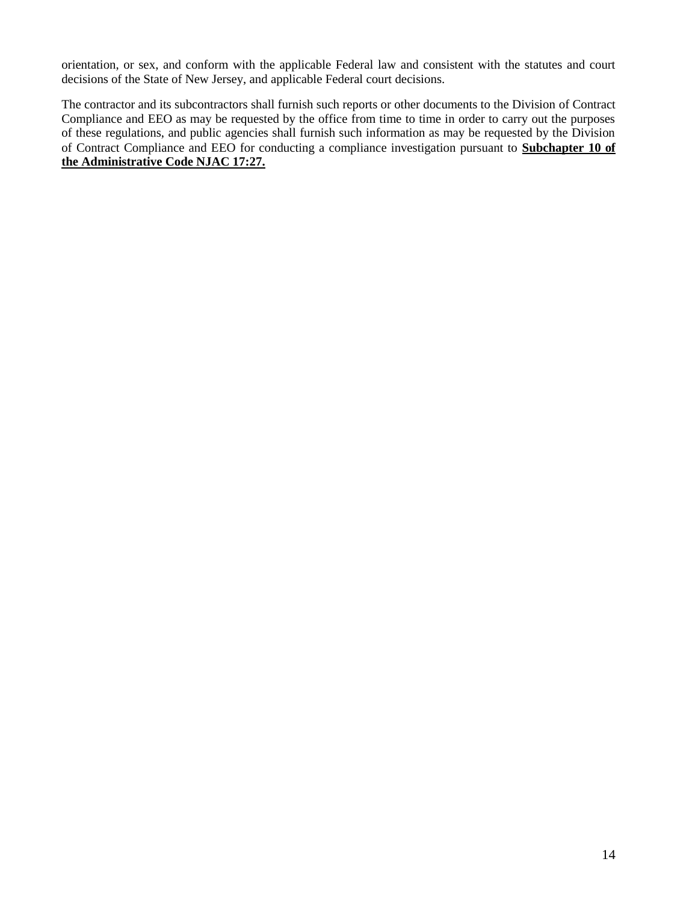orientation, or sex, and conform with the applicable Federal law and consistent with the statutes and court decisions of the State of New Jersey, and applicable Federal court decisions.

The contractor and its subcontractors shall furnish such reports or other documents to the Division of Contract Compliance and EEO as may be requested by the office from time to time in order to carry out the purposes of these regulations, and public agencies shall furnish such information as may be requested by the Division of Contract Compliance and EEO for conducting a compliance investigation pursuant to **Subchapter 10 of the Administrative Code NJAC 17:27.**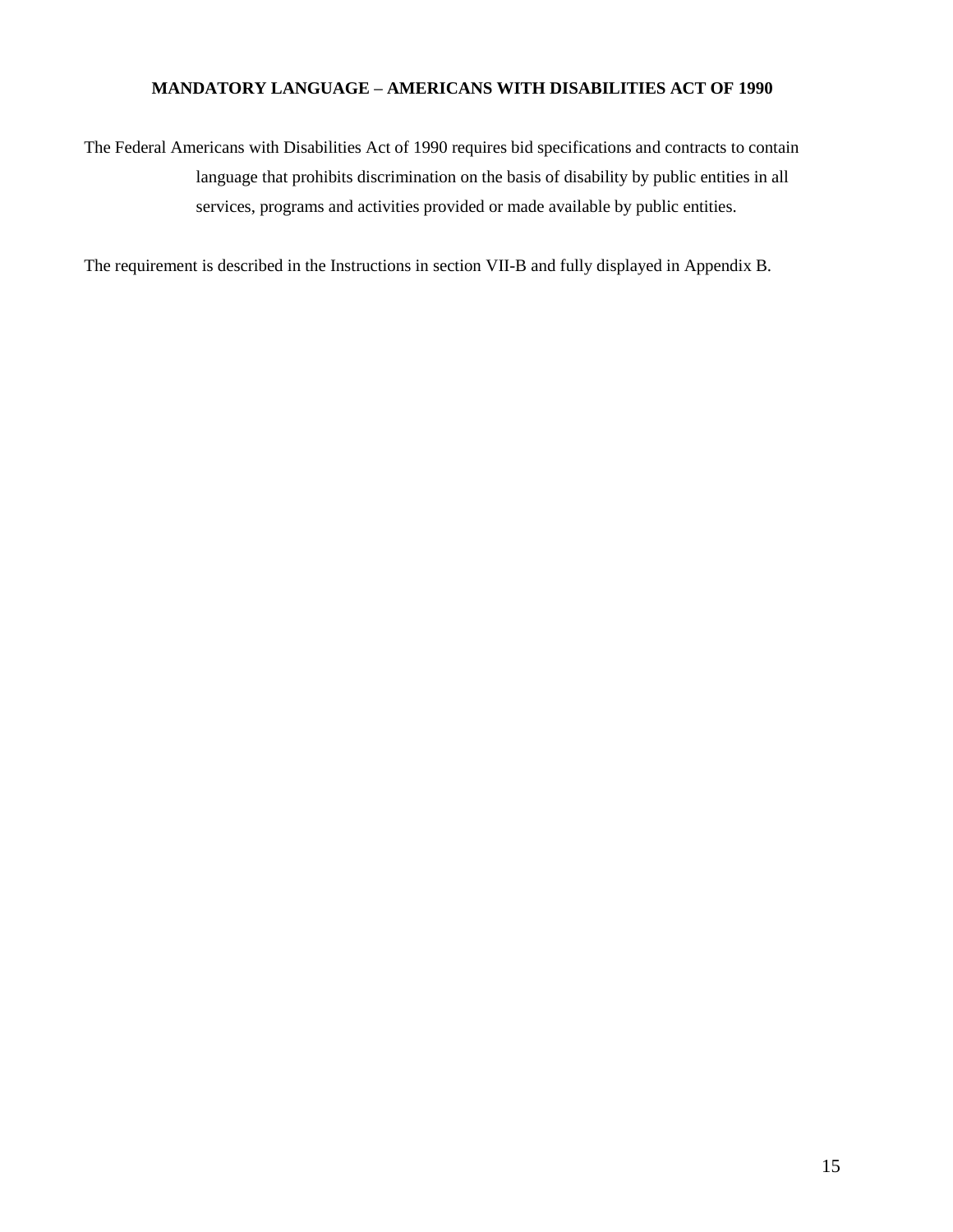**MANDATORY LANGUAGE – AMERICANS WITH DISABILITIES ACT OF 1990**

The Federal Americans with Disabilities Act of 1990 requires bid specifications and contracts to contain language that prohibits discrimination on the basis of disability by public entities in all services, programs and activities provided or made available by public entities.

The requirement is described in the Instructions in section VII-B and fully displayed in Appendix B.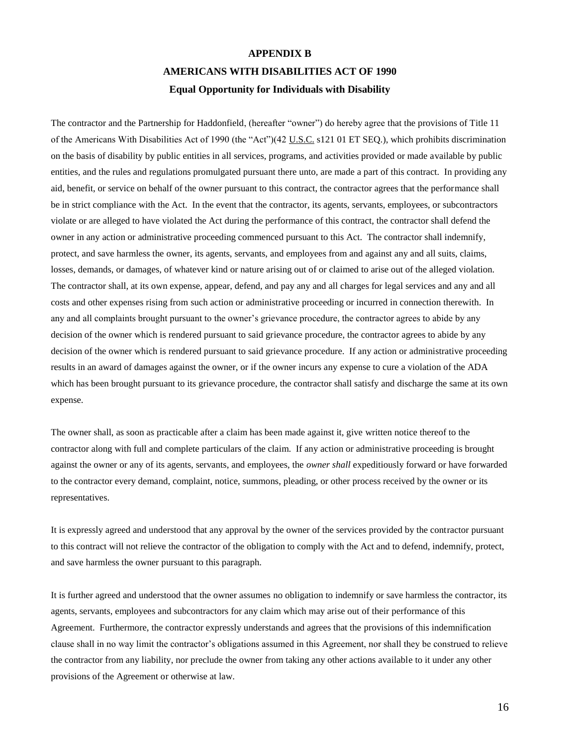# APPENDIX B

## AMERICANS WITH DISABILITIES ACT OF 1990

### Equal Opportunity for Individuals with Disability

The contractor and the Partnership for Haddonfield, (hereafter "owner") do hereby agree that the provisions of Title 11 of the Americans With Disabilities Act of 1990 (the "Act")(42 U.S.C. s121 01 ET SEQ.), which prohibits discrimination on the basis of disability by public entities in all services, programs, and activities provided or made available by public entities, and the rules and regulations promulgated pursuant there unto, are made a part of this contract. In providing any aid, benefit, or service on behalf of the owner pursuant to this contract, the contractor agrees that the performance shall be in strict compliance with the Act. In the event that the contractor, its agents, servants, employees, or subcontractors violate or are alleged to have violated the Act during the performance of this contract, the contractor shall defend the owner in any action or administrative proceeding commenced pursuant to this Act. The contractor shall indemnify, protect, and save harmless the owner, its agents, servants, and employees from and against any and all suits, claims, losses, demands, or damages, of whatever kind or nature arising out of or claimed to arise out of the alleged violation. The contractor shall, at its own expense, appear, defend, and pay any and all charges for legal services and any and all costs and other expenses rising from such action or administrative proceeding or incurred in connection therewith. In any and all complaints brought pursuant to the owner's grievance procedure, the contractor agrees to abide by any decision of the owner which is rendered pursuant to said grievance procedure, the contractor agrees to abide by any decision of the owner which is rendered pursuant to said grievance procedure. If any action or administrative proceeding results in an award of damages against the owner, or if the owner incurs any expense to cure a violation of the ADA which has been brought pursuant to its grievance procedure, the contractor shall satisfy and discharge the same at its own expense.

The owner shall, as soon as practicable after a claim has been made against it, give written notice thereof to the contractor along with full and complete particulars of the claim. If any action or administrative proceeding is brought against the owner or any of its agents, servants, and employees, the *owner shall* expeditiously forward or have forwarded to the contractor every demand, complaint, notice, summons, pleading, or other process received by the owner or its representatives.

It is expressly agreed and understood that any approval by the owner of the services provided by the contractor pursuant to this contract will not relieve the contractor of the obligation to comply with the Act and to defend, indemnify, protect, and save harmless the owner pursuant to this paragraph.

It is further agreed and understood that the owner assumes no obligation to indemnify or save harmless the contractor, its agents, servants, employees and subcontractors for any claim which may arise out of their performance of this Agreement. Furthermore, the contractor expressly understands and agrees that the provisions of this indemnification clause shall in no way limit the contractor's obligations assumed in this Agreement, nor shall they be construed to relieve the contractor from any liability, nor preclude the owner from taking any other actions available to it under any other provisions of the Agreement or otherwise at law.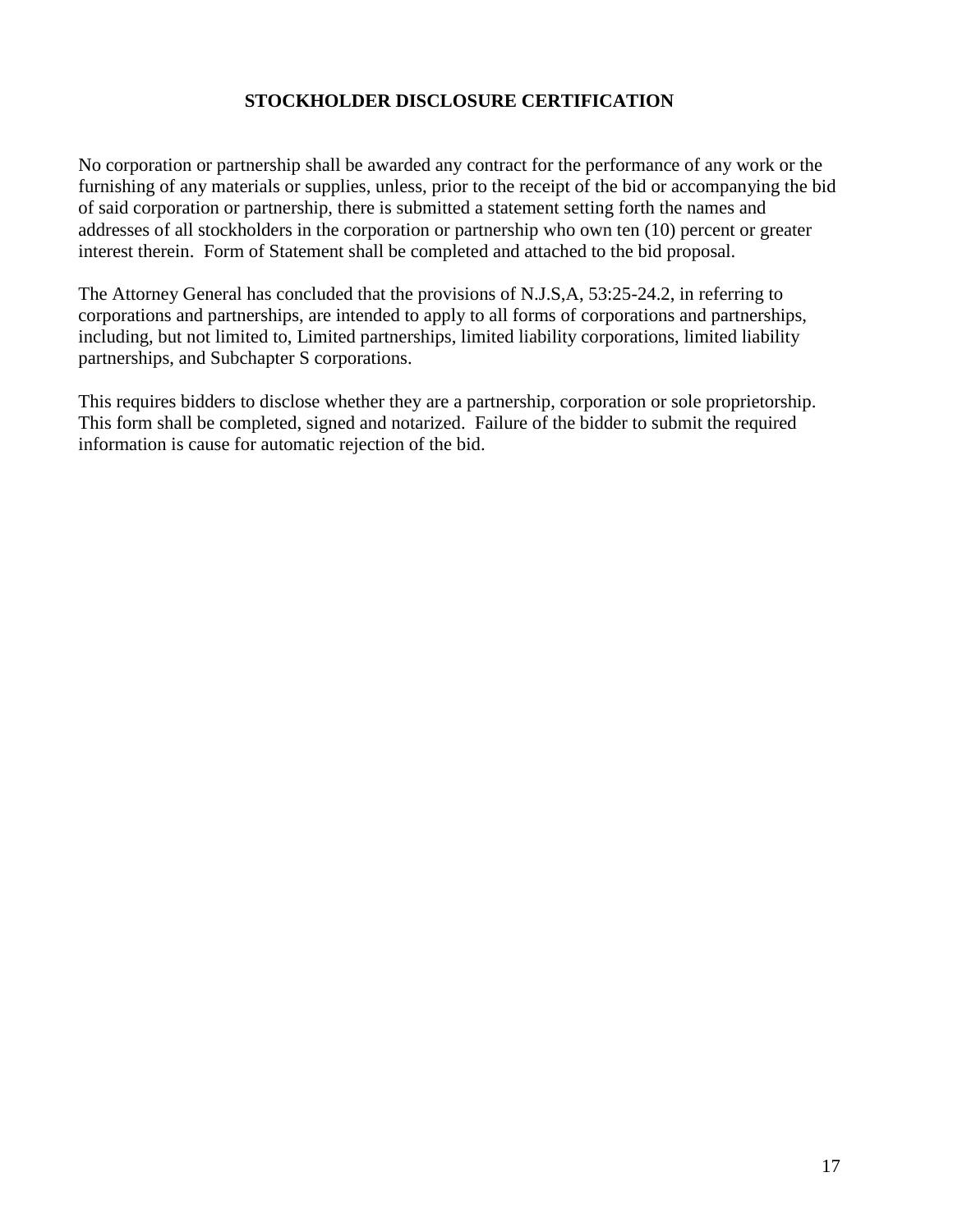## STOCKHOLDER DISCLOSURE CERTIFICATION

No corporation or partnership shall be awarded any contract for the performance of any work or the furnishing of any materials or supplies, unless, prior to the receipt of the bid or accompanying the bid of said corporation or partnership, there is submitted a statement setting forth the names and addresses of all stockholders in the corporation or partnership who own ten (10) percent or greater interest therein. Form of Statement shall be completed and attached to the bid proposal.

The Attorney General has concluded that the provisions of N.J.S,A, 53:25-24.2, in referring to corporations and partnerships, are intended to apply to all forms of corporations and partnerships, including, but not limited to, Limited partnerships, limited liability corporations, limited liability partnerships, and Subchapter S corporations.

This requires bidders to disclose whether they are a partnership, corporation or sole proprietorship. This form shall be completed, signed and notarized. Failure of the bidder to submit the required information is cause for automatic rejection of the bid.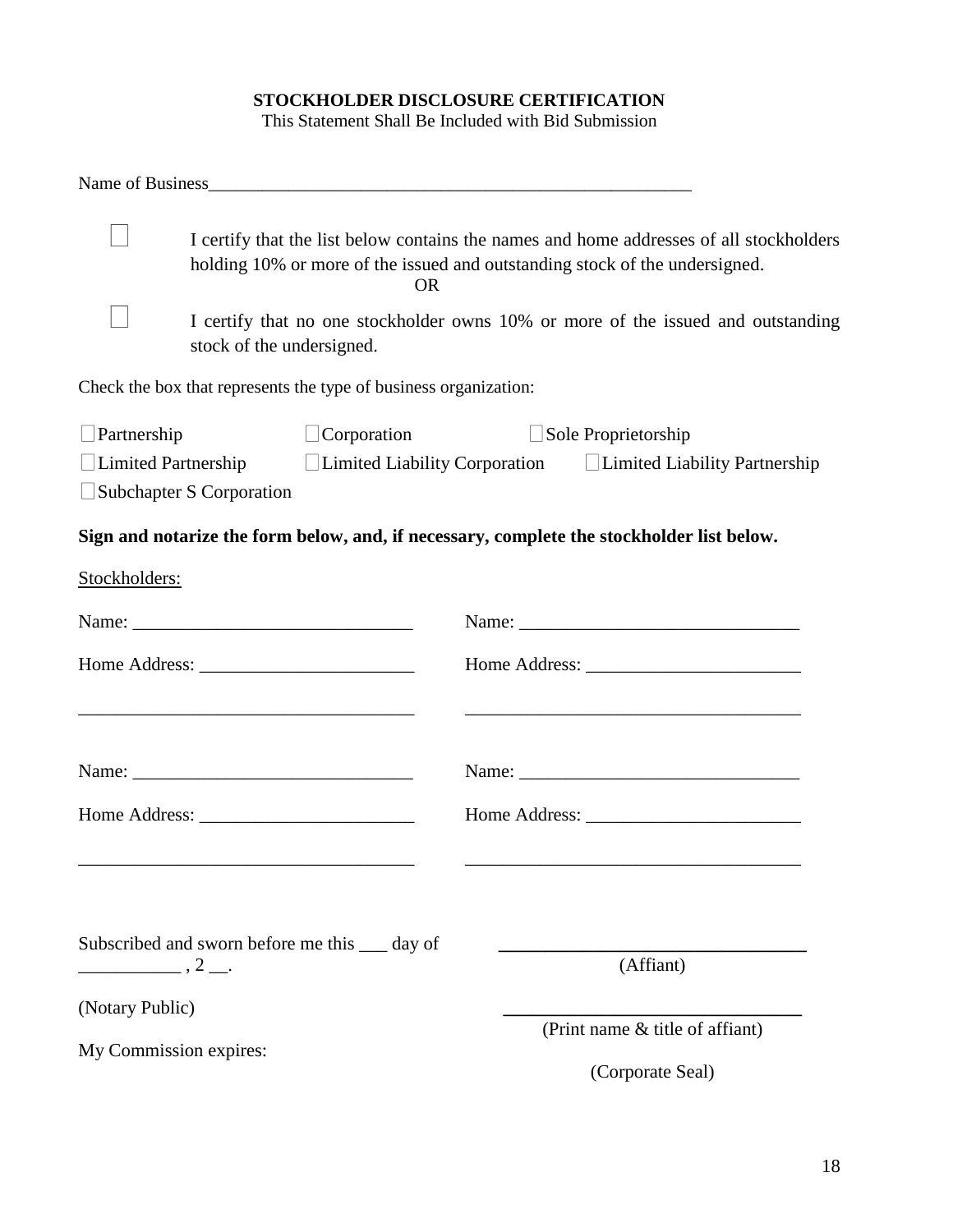**STOCKHOLDER DISCLOSURE CERTIFICATION**

This Statement Shall Be Included with Bid Submission

Name of Business_______________________________________________________

☐ I certify that the list below contains the names and home addresses of all stockholders holding 10% or more of the issued and outstanding stock of the undersigned.

OR

☐ I certify that no one stockholder owns 10% or more of the issued and outstanding stock of the undersigned.

Check the box that represents the type of business organization:

☐Partnership ☐Corporation ☐Sole Proprietorship

☐Limited Partnership ☐Limited Liability Corporation ☐Limited Liability Partnership

☐Subchapter S Corporation

**Sign and notarize the form below, and, if necessary, complete the stockholder list below.**

Stockholders:

Name: ______________________________ Name: ______________________________

Home Address: _______________________ Home Address: _______________________

____________________________________ ____________________________________

Name: ______________________________ Name: ______________________________

Home Address: _______________________ Home Address: _______________________

____________________________________ ____________________________________

Subscribed and sworn before me this ___ day of ___________ , 2 __.

(Notary Public)

My Commission expires:

________________________________
(Affiant)

________________________________
(Print name & title of affiant)

(Corporate Seal)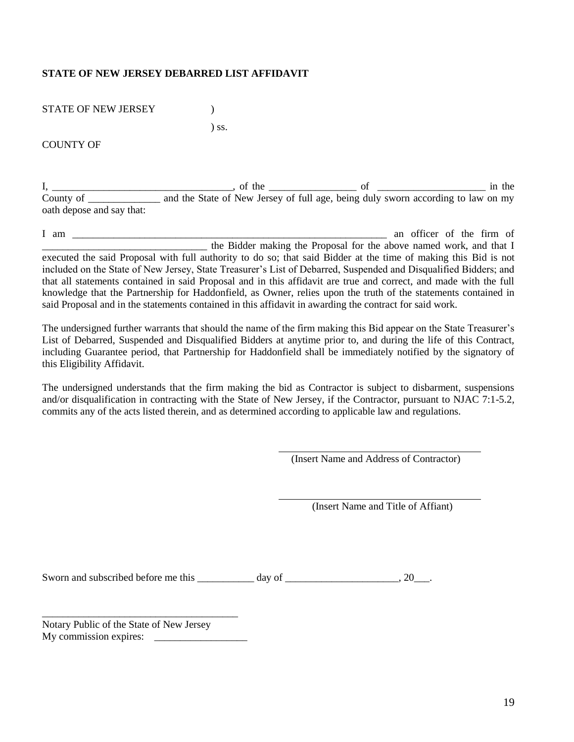**STATE OF NEW JERSEY DEBARRED LIST AFFIDAVIT**

STATE OF NEW JERSEY )

) ss.

COUNTY OF

I, ___________________________________, of the _________________ of _____________________ in the County of ______________ and the State of New Jersey of full age, being duly sworn according to law on my oath depose and say that:

I am _______________________________________________________________ an officer of the firm of ________________________________ the Bidder making the Proposal for the above named work, and that I executed the said Proposal with full authority to do so; that said Bidder at the time of making this Bid is not included on the State of New Jersey, State Treasurer's List of Debarred, Suspended and Disqualified Bidders; and that all statements contained in said Proposal and in this affidavit are true and correct, and made with the full knowledge that the Partnership for Haddonfield, as Owner, relies upon the truth of the statements contained in said Proposal and in the statements contained in this affidavit in awarding the contract for said work.

The undersigned further warrants that should the name of the firm making this Bid appear on the State Treasurer's List of Debarred, Suspended and Disqualified Bidders at anytime prior to, and during the life of this Contract, including Guarantee period, that Partnership for Haddonfield shall be immediately notified by the signatory of this Eligibility Affidavit.

The undersigned understands that the firm making the bid as Contractor is subject to disbarment, suspensions and/or disqualification in contracting with the State of New Jersey, if the Contractor, pursuant to NJAC 7:1-5.2, commits any of the acts listed therein, and as determined according to applicable law and regulations.

________________________________________
(Insert Name and Address of Contractor)

________________________________________
(Insert Name and Title of Affiant)

Sworn and subscribed before me this ___________ day of ______________________, 20___.

________________________________________
Notary Public of the State of New Jersey
My commission expires: __________________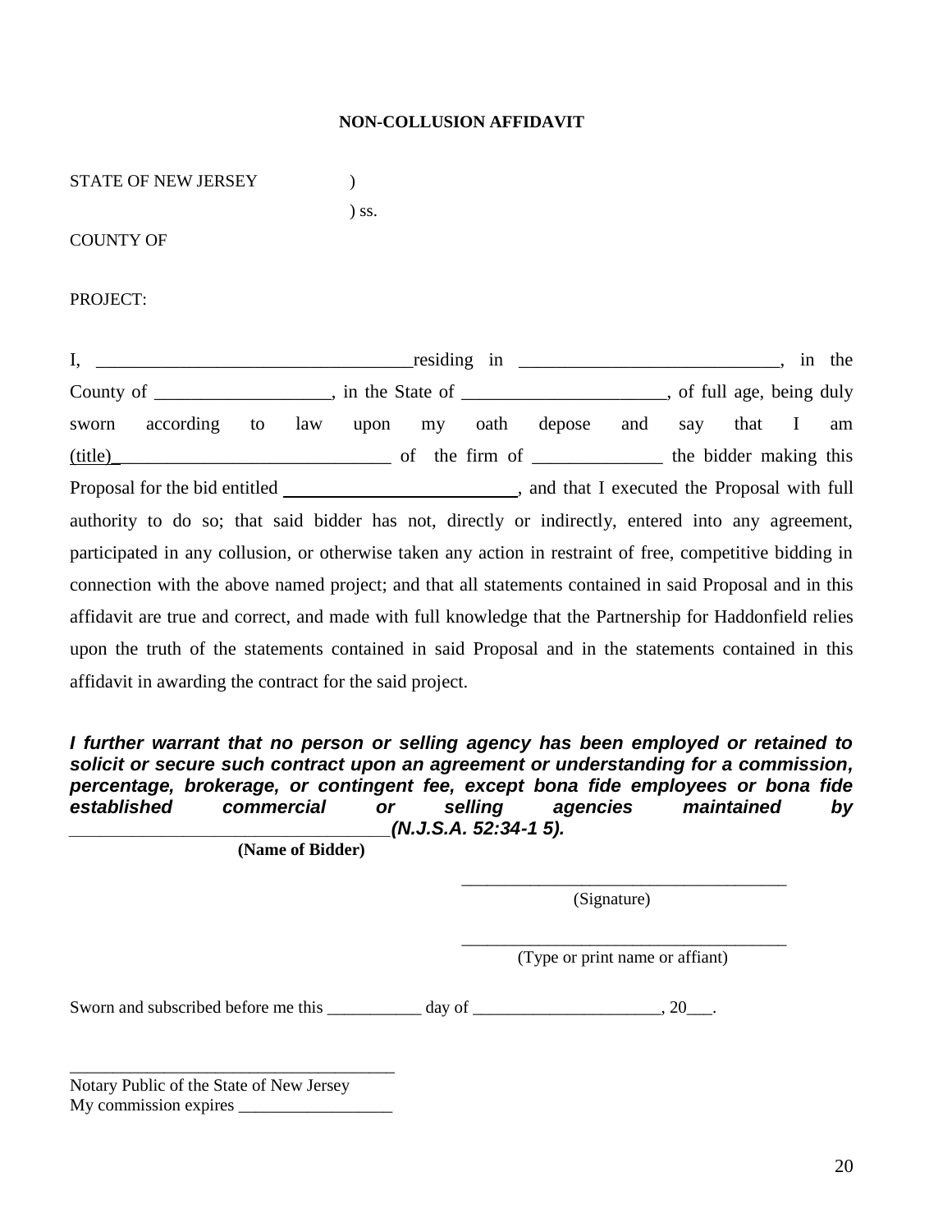**NON-COLLUSION AFFIDAVIT**

STATE OF NEW JERSEY )
) ss.
COUNTY OF

PROJECT:

I, ___________________________________ residing in ____________________________, in the County of ___________________, in the State of ______________________, of full age, being duly sworn according to law upon my oath depose and say that I am (title)______________________________ of the firm of ______________ the bidder making this Proposal for the bid entitled _________________________, and that I executed the Proposal with full authority to do so; that said bidder has not, directly or indirectly, entered into any agreement, participated in any collusion, or otherwise taken any action in restraint of free, competitive bidding in connection with the above named project; and that all statements contained in said Proposal and in this affidavit are true and correct, and made with full knowledge that the Partnership for Haddonfield relies upon the truth of the statements contained in said Proposal and in the statements contained in this affidavit in awarding the contract for the said project.

***I further warrant that no person or selling agency has been employed or retained to solicit or secure such contract upon an agreement or understanding for a commission, percentage, brokerage, or contingent fee, except bona fide employees or bona fide established commercial or selling agencies maintained by*** ___________________________________ ***(N.J.S.A. 52:34-1 5).***

**(Name of Bidder)**

_______________________________________
(Signature)

_______________________________________
(Type or print name or affiant)

Sworn and subscribed before me this ___________ day of ______________________, 20___.

_______________________________________
Notary Public of the State of New Jersey
My commission expires __________________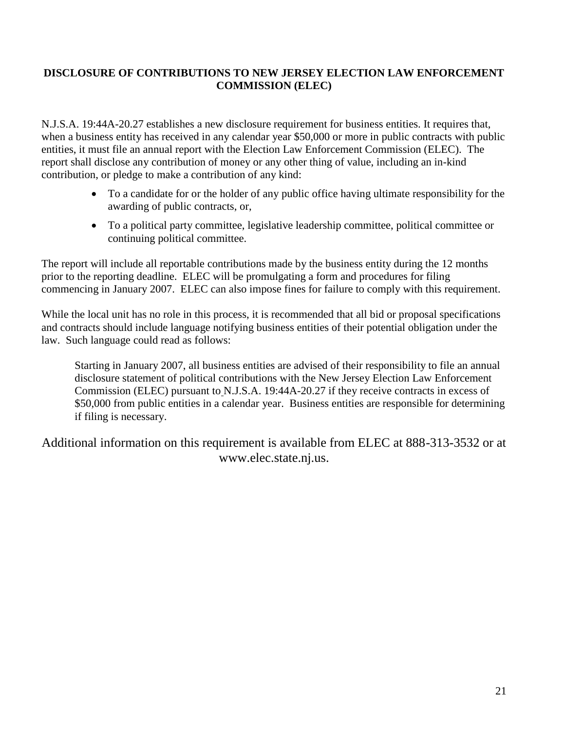**DISCLOSURE OF CONTRIBUTIONS TO NEW JERSEY ELECTION LAW ENFORCEMENT COMMISSION (ELEC)**

N.J.S.A. 19:44A-20.27 establishes a new disclosure requirement for business entities. It requires that, when a business entity has received in any calendar year $50,000 or more in public contracts with public entities, it must file an annual report with the Election Law Enforcement Commission (ELEC). The report shall disclose any contribution of money or any other thing of value, including an in-kind contribution, or pledge to make a contribution of any kind:

- To a candidate for or the holder of any public office having ultimate responsibility for the awarding of public contracts, or,
- To a political party committee, legislative leadership committee, political committee or continuing political committee.

The report will include all reportable contributions made by the business entity during the 12 months prior to the reporting deadline. ELEC will be promulgating a form and procedures for filing commencing in January 2007. ELEC can also impose fines for failure to comply with this requirement.

While the local unit has no role in this process, it is recommended that all bid or proposal specifications and contracts should include language notifying business entities of their potential obligation under the law. Such language could read as follows:

> Starting in January 2007, all business entities are advised of their responsibility to file an annual disclosure statement of political contributions with the New Jersey Election Law Enforcement Commission (ELEC) pursuant to N.J.S.A. 19:44A-20.27 if they receive contracts in excess of $50,000 from public entities in a calendar year. Business entities are responsible for determining if filing is necessary.

Additional information on this requirement is available from ELEC at 888-313-3532 or at www.elec.state.nj.us.